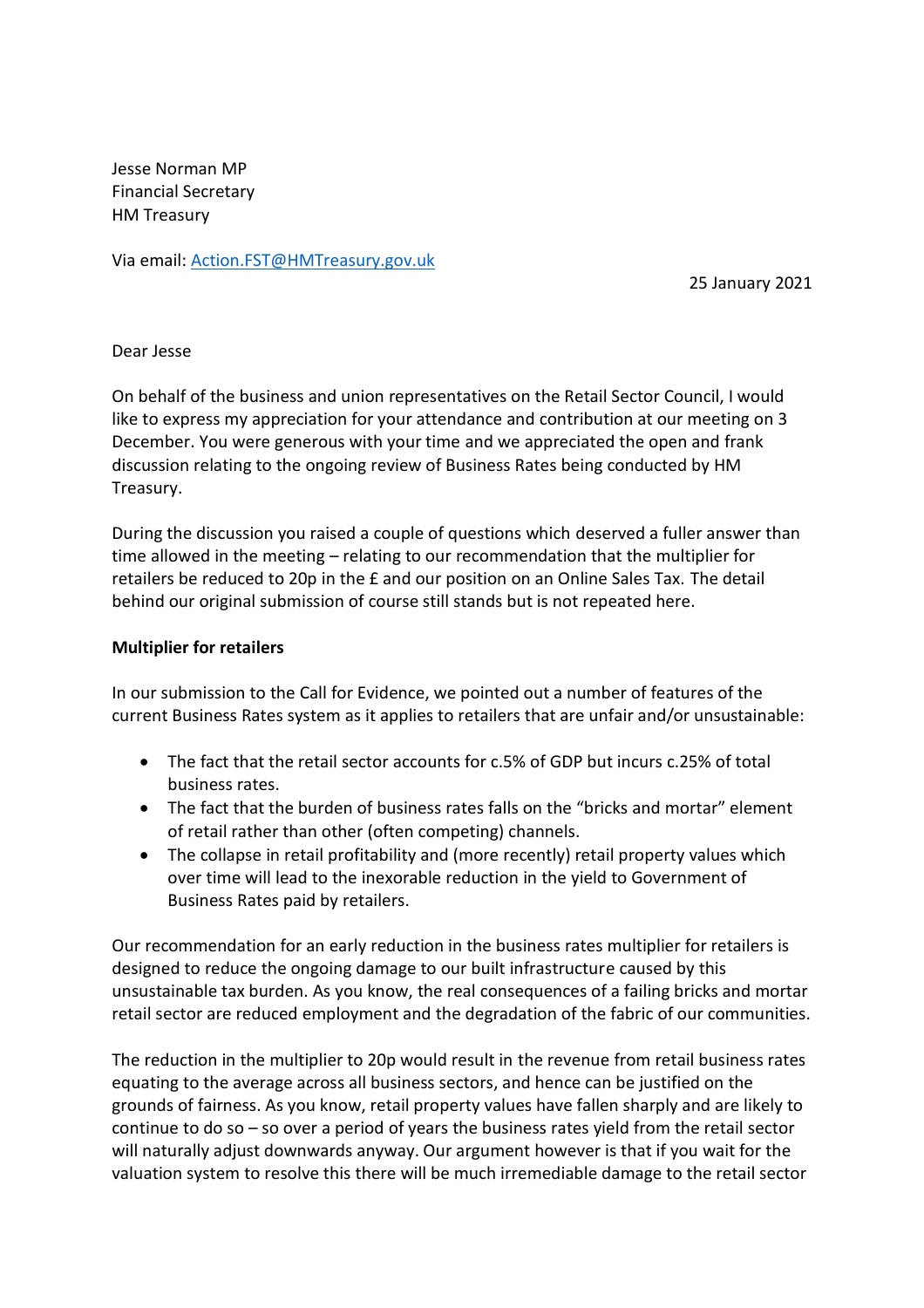Jesse Norman MP
Financial Secretary
HM Treasury

Via email: Action.FST@HMTreasury.gov.uk

25 January 2021

Dear Jesse

On behalf of the business and union representatives on the Retail Sector Council, I would like to express my appreciation for your attendance and contribution at our meeting on 3 December. You were generous with your time and we appreciated the open and frank discussion relating to the ongoing review of Business Rates being conducted by HM Treasury.

During the discussion you raised a couple of questions which deserved a fuller answer than time allowed in the meeting – relating to our recommendation that the multiplier for retailers be reduced to 20p in the £ and our position on an Online Sales Tax. The detail behind our original submission of course still stands but is not repeated here.

**Multiplier for retailers**

In our submission to the Call for Evidence, we pointed out a number of features of the current Business Rates system as it applies to retailers that are unfair and/or unsustainable:

- The fact that the retail sector accounts for c.5% of GDP but incurs c.25% of total business rates.
- The fact that the burden of business rates falls on the "bricks and mortar" element of retail rather than other (often competing) channels.
- The collapse in retail profitability and (more recently) retail property values which over time will lead to the inexorable reduction in the yield to Government of Business Rates paid by retailers.

Our recommendation for an early reduction in the business rates multiplier for retailers is designed to reduce the ongoing damage to our built infrastructure caused by this unsustainable tax burden. As you know, the real consequences of a failing bricks and mortar retail sector are reduced employment and the degradation of the fabric of our communities.

The reduction in the multiplier to 20p would result in the revenue from retail business rates equating to the average across all business sectors, and hence can be justified on the grounds of fairness. As you know, retail property values have fallen sharply and are likely to continue to do so – so over a period of years the business rates yield from the retail sector will naturally adjust downwards anyway. Our argument however is that if you wait for the valuation system to resolve this there will be much irremediable damage to the retail sector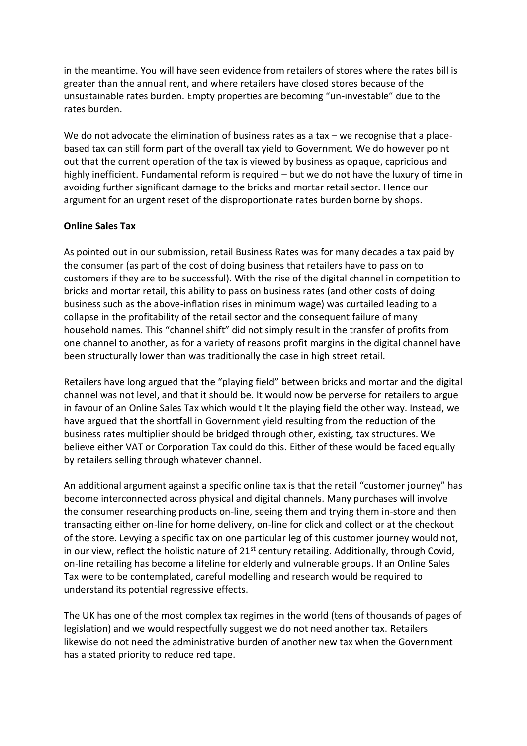in the meantime. You will have seen evidence from retailers of stores where the rates bill is greater than the annual rent, and where retailers have closed stores because of the unsustainable rates burden. Empty properties are becoming "un-investable" due to the rates burden.

We do not advocate the elimination of business rates as a tax – we recognise that a place-based tax can still form part of the overall tax yield to Government. We do however point out that the current operation of the tax is viewed by business as opaque, capricious and highly inefficient. Fundamental reform is required – but we do not have the luxury of time in avoiding further significant damage to the bricks and mortar retail sector. Hence our argument for an urgent reset of the disproportionate rates burden borne by shops.

**Online Sales Tax**

As pointed out in our submission, retail Business Rates was for many decades a tax paid by the consumer (as part of the cost of doing business that retailers have to pass on to customers if they are to be successful). With the rise of the digital channel in competition to bricks and mortar retail, this ability to pass on business rates (and other costs of doing business such as the above-inflation rises in minimum wage) was curtailed leading to a collapse in the profitability of the retail sector and the consequent failure of many household names. This "channel shift" did not simply result in the transfer of profits from one channel to another, as for a variety of reasons profit margins in the digital channel have been structurally lower than was traditionally the case in high street retail.

Retailers have long argued that the "playing field" between bricks and mortar and the digital channel was not level, and that it should be. It would now be perverse for retailers to argue in favour of an Online Sales Tax which would tilt the playing field the other way. Instead, we have argued that the shortfall in Government yield resulting from the reduction of the business rates multiplier should be bridged through other, existing, tax structures. We believe either VAT or Corporation Tax could do this. Either of these would be faced equally by retailers selling through whatever channel.

An additional argument against a specific online tax is that the retail "customer journey" has become interconnected across physical and digital channels. Many purchases will involve the consumer researching products on-line, seeing them and trying them in-store and then transacting either on-line for home delivery, on-line for click and collect or at the checkout of the store. Levying a specific tax on one particular leg of this customer journey would not, in our view, reflect the holistic nature of 21st century retailing. Additionally, through Covid, on-line retailing has become a lifeline for elderly and vulnerable groups. If an Online Sales Tax were to be contemplated, careful modelling and research would be required to understand its potential regressive effects.

The UK has one of the most complex tax regimes in the world (tens of thousands of pages of legislation) and we would respectfully suggest we do not need another tax. Retailers likewise do not need the administrative burden of another new tax when the Government has a stated priority to reduce red tape.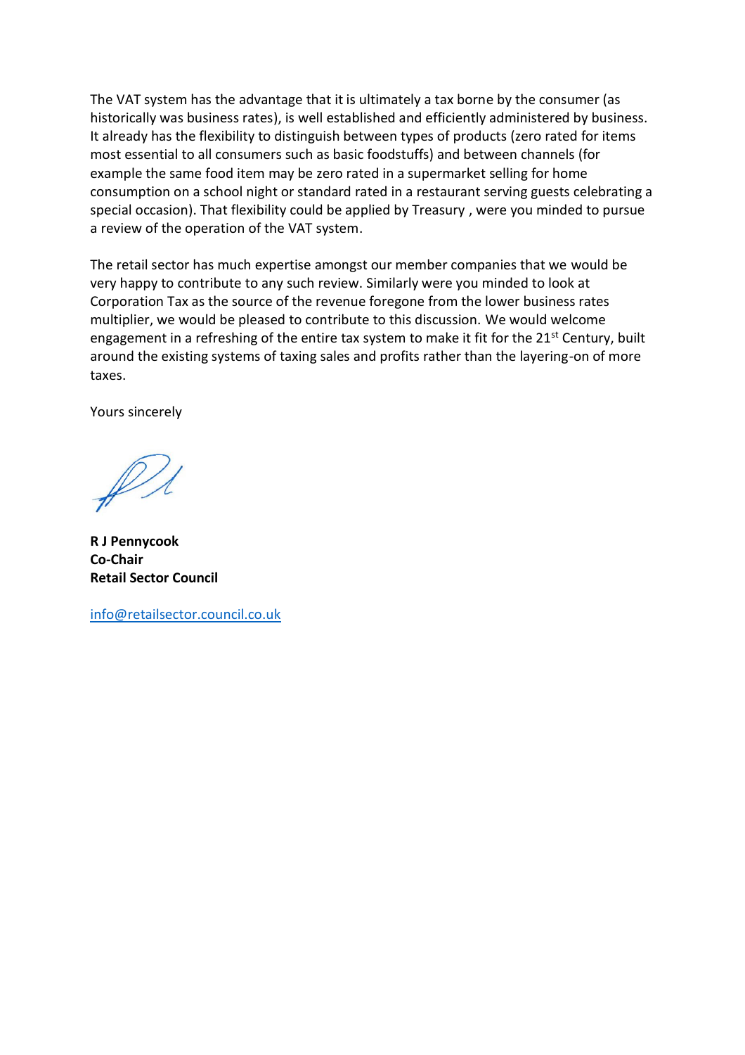The VAT system has the advantage that it is ultimately a tax borne by the consumer (as historically was business rates), is well established and efficiently administered by business. It already has the flexibility to distinguish between types of products (zero rated for items most essential to all consumers such as basic foodstuffs) and between channels (for example the same food item may be zero rated in a supermarket selling for home consumption on a school night or standard rated in a restaurant serving guests celebrating a special occasion). That flexibility could be applied by Treasury , were you minded to pursue a review of the operation of the VAT system.

The retail sector has much expertise amongst our member companies that we would be very happy to contribute to any such review. Similarly were you minded to look at Corporation Tax as the source of the revenue foregone from the lower business rates multiplier, we would be pleased to contribute to this discussion. We would welcome engagement in a refreshing of the entire tax system to make it fit for the 21st Century, built around the existing systems of taxing sales and profits rather than the layering-on of more taxes.

Yours sincerely

**R J Pennycook**
**Co-Chair**
**Retail Sector Council**

info@retailsector.council.co.uk